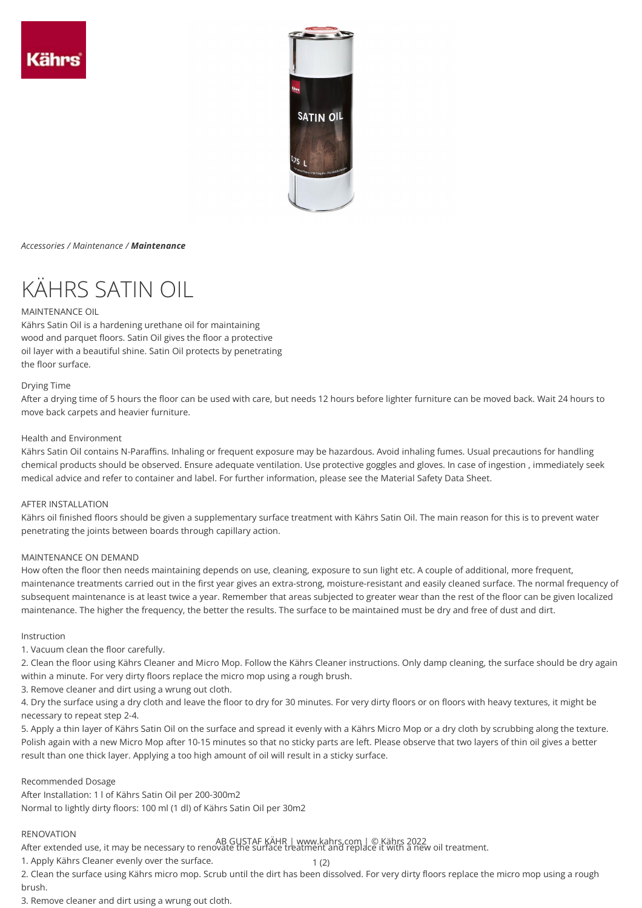*Accessories / Maintenance /* ***Maintenance***

# KÄHRS SATIN OIL

MAINTENANCE OIL

Kährs Satin Oil is a hardening urethane oil for maintaining wood and parquet floors. Satin Oil gives the floor a protective oil layer with a beautiful shine. Satin Oil protects by penetrating the floor surface.

Drying Time

After a drying time of 5 hours the floor can be used with care, but needs 12 hours before lighter furniture can be moved back. Wait 24 hours to move back carpets and heavier furniture.

Health and Environment

Kährs Satin Oil contains N-Paraffins. Inhaling or frequent exposure may be hazardous. Avoid inhaling fumes. Usual precautions for handling chemical products should be observed. Ensure adequate ventilation. Use protective goggles and gloves. In case of ingestion , immediately seek medical advice and refer to container and label. For further information, please see the Material Safety Data Sheet.

AFTER INSTALLATION

Kährs oil finished floors should be given a supplementary surface treatment with Kährs Satin Oil. The main reason for this is to prevent water penetrating the joints between boards through capillary action.

MAINTENANCE ON DEMAND

How often the floor then needs maintaining depends on use, cleaning, exposure to sun light etc. A couple of additional, more frequent, maintenance treatments carried out in the first year gives an extra-strong, moisture-resistant and easily cleaned surface. The normal frequency of subsequent maintenance is at least twice a year. Remember that areas subjected to greater wear than the rest of the floor can be given localized maintenance. The higher the frequency, the better the results. The surface to be maintained must be dry and free of dust and dirt.

Instruction

1. Vacuum clean the floor carefully.
2. Clean the floor using Kährs Cleaner and Micro Mop. Follow the Kährs Cleaner instructions. Only damp cleaning, the surface should be dry again within a minute. For very dirty floors replace the micro mop using a rough brush.
3. Remove cleaner and dirt using a wrung out cloth.
4. Dry the surface using a dry cloth and leave the floor to dry for 30 minutes. For very dirty floors or on floors with heavy textures, it might be necessary to repeat step 2-4.
5. Apply a thin layer of Kährs Satin Oil on the surface and spread it evenly with a Kährs Micro Mop or a dry cloth by scrubbing along the texture. Polish again with a new Micro Mop after 10-15 minutes so that no sticky parts are left. Please observe that two layers of thin oil gives a better result than one thick layer. Applying a too high amount of oil will result in a sticky surface.

Recommended Dosage

After Installation: 1 l of Kährs Satin Oil per 200-300m2

Normal to lightly dirty floors: 100 ml (1 dl) of Kährs Satin Oil per 30m2

RENOVATION

After extended use, it may be necessary to renovate the surface treatment and replace it with a new oil treatment.

1. Apply Kährs Cleaner evenly over the surface.
2. Clean the surface using Kährs micro mop. Scrub until the dirt has been dissolved. For very dirty floors replace the micro mop using a rough brush.
3. Remove cleaner and dirt using a wrung out cloth.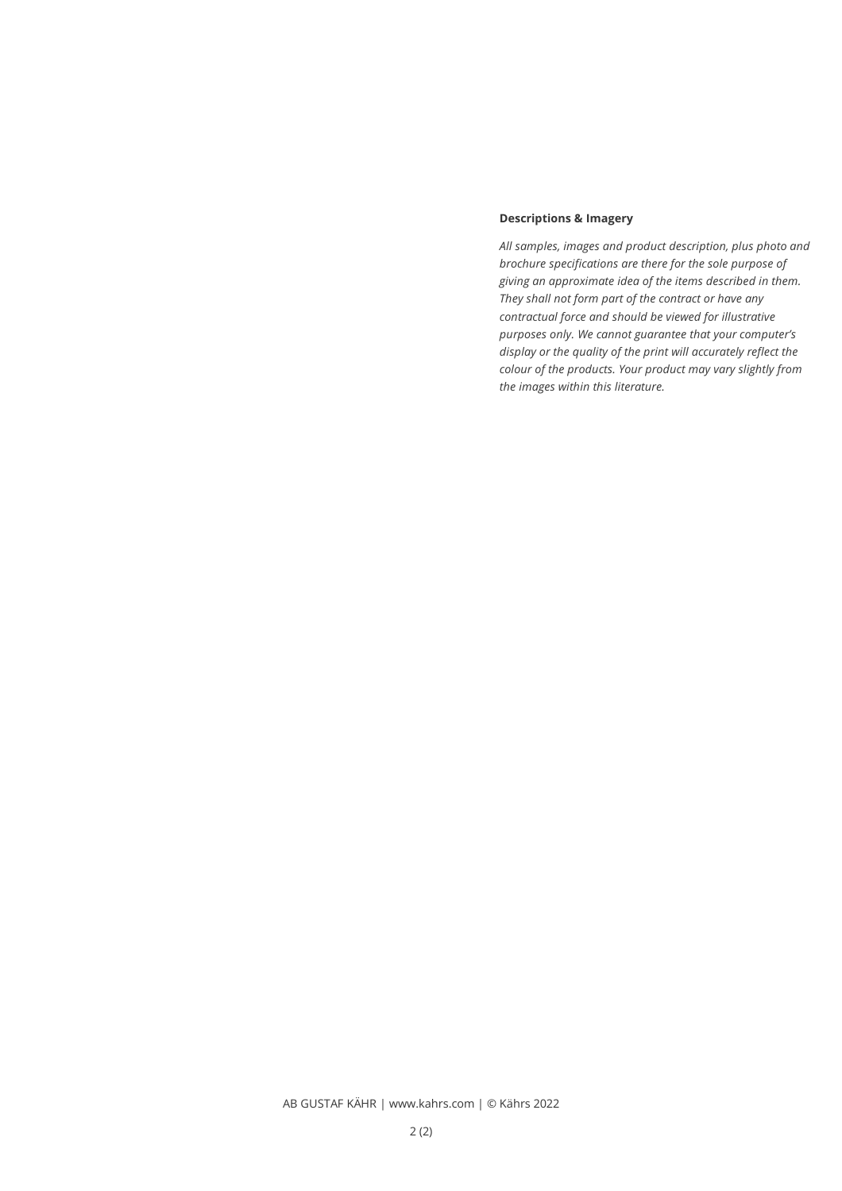**Descriptions & Imagery**

*All samples, images and product description, plus photo and brochure specifications are there for the sole purpose of giving an approximate idea of the items described in them. They shall not form part of the contract or have any contractual force and should be viewed for illustrative purposes only. We cannot guarantee that your computer's display or the quality of the print will accurately reflect the colour of the products. Your product may vary slightly from the images within this literature.*

AB GUSTAF KÄHR | www.kahrs.com | © Kährs 2022